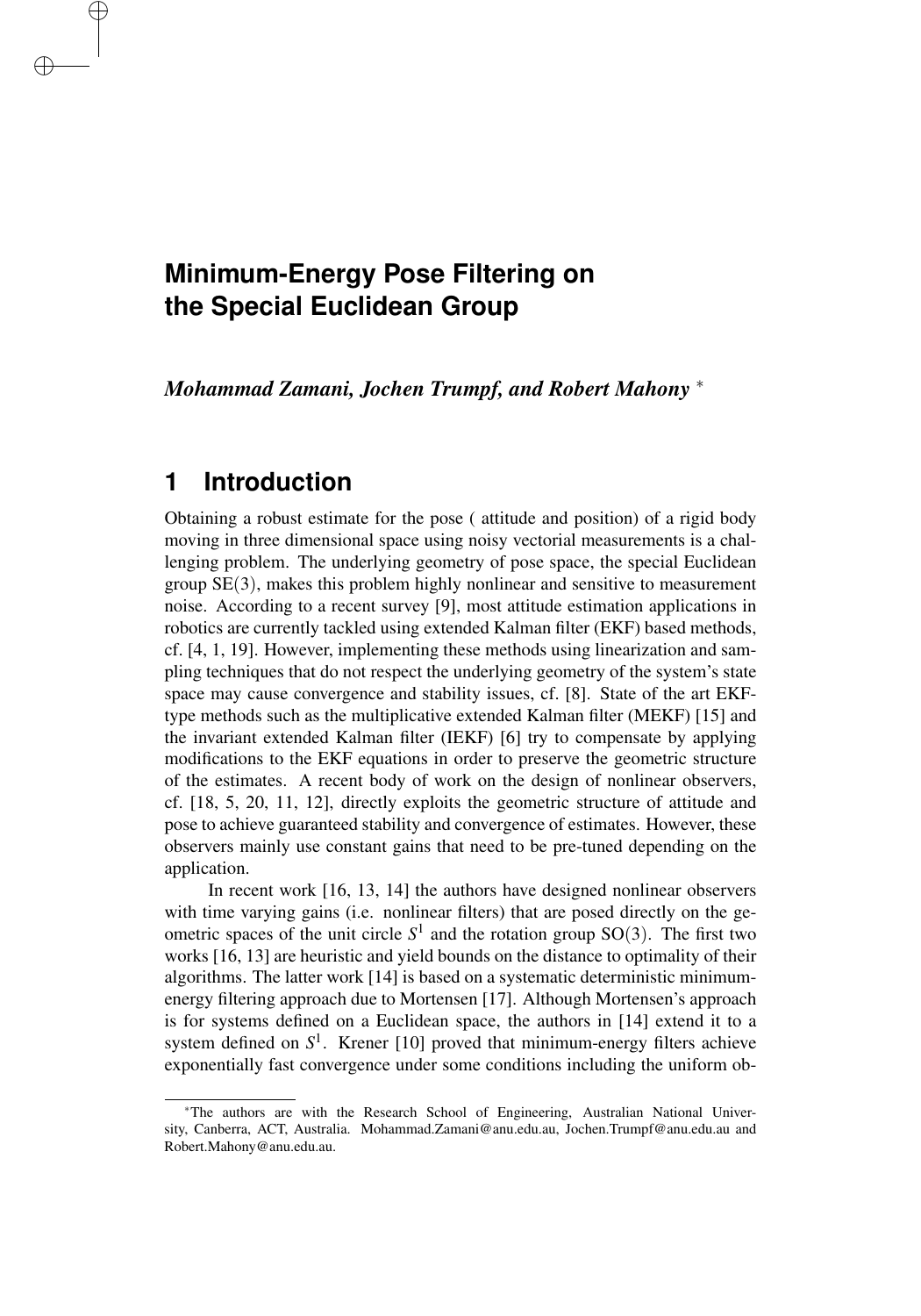# Minimum-Energy Pose Filtering on the Special Euclidean Group

*Mohammad Zamani, Jochen Trumpf, and Robert Mahony* [*]

## 1 Introduction

Obtaining a robust estimate for the pose ( attitude and position) of a rigid body moving in three dimensional space using noisy vectorial measurements is a challenging problem. The underlying geometry of pose space, the special Euclidean group $\mathrm{SE}(3)$, makes this problem highly nonlinear and sensitive to measurement noise. According to a recent survey [9], most attitude estimation applications in robotics are currently tackled using extended Kalman filter (EKF) based methods, cf. [4, 1, 19]. However, implementing these methods using linearization and sampling techniques that do not respect the underlying geometry of the system's state space may cause convergence and stability issues, cf. [8]. State of the art EKF-type methods such as the multiplicative extended Kalman filter (MEKF) [15] and the invariant extended Kalman filter (IEKF) [6] try to compensate by applying modifications to the EKF equations in order to preserve the geometric structure of the estimates. A recent body of work on the design of nonlinear observers, cf. [18, 5, 20, 11, 12], directly exploits the geometric structure of attitude and pose to achieve guaranteed stability and convergence of estimates. However, these observers mainly use constant gains that need to be pre-tuned depending on the application.

In recent work [16, 13, 14] the authors have designed nonlinear observers with time varying gains (i.e. nonlinear filters) that are posed directly on the geometric spaces of the unit circle $S^1$ and the rotation group $\mathrm{SO}(3)$. The first two works [16, 13] are heuristic and yield bounds on the distance to optimality of their algorithms. The latter work [14] is based on a systematic deterministic minimum-energy filtering approach due to Mortensen [17]. Although Mortensen's approach is for systems defined on a Euclidean space, the authors in [14] extend it to a system defined on $S^1$. Krener [10] proved that minimum-energy filters achieve exponentially fast convergence under some conditions including the uniform ob-

---

[*] The authors are with the Research School of Engineering, Australian National University, Canberra, ACT, Australia. Mohammad.Zamani@anu.edu.au, Jochen.Trumpf@anu.edu.au and Robert.Mahony@anu.edu.au.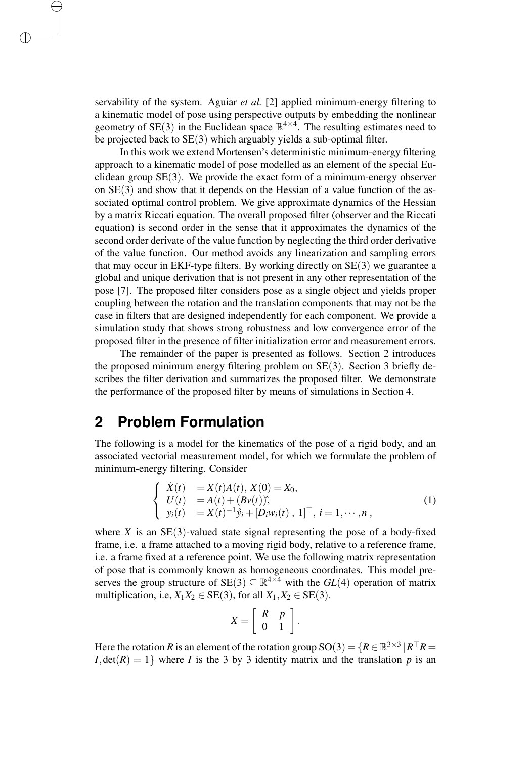servability of the system. Aguiar *et al.* [2] applied minimum-energy filtering to a kinematic model of pose using perspective outputs by embedding the nonlinear geometry of SE(3) in the Euclidean space $\mathbb{R}^{4\times 4}$. The resulting estimates need to be projected back to SE(3) which arguably yields a sub-optimal filter.

In this work we extend Mortensen's deterministic minimum-energy filtering approach to a kinematic model of pose modelled as an element of the special Euclidean group SE(3). We provide the exact form of a minimum-energy observer on SE(3) and show that it depends on the Hessian of a value function of the associated optimal control problem. We give approximate dynamics of the Hessian by a matrix Riccati equation. The overall proposed filter (observer and the Riccati equation) is second order in the sense that it approximates the dynamics of the second order derivate of the value function by neglecting the third order derivative of the value function. Our method avoids any linearization and sampling errors that may occur in EKF-type filters. By working directly on SE(3) we guarantee a global and unique derivation that is not present in any other representation of the pose [7]. The proposed filter considers pose as a single object and yields proper coupling between the rotation and the translation components that may not be the case in filters that are designed independently for each component. We provide a simulation study that shows strong robustness and low convergence error of the proposed filter in the presence of filter initialization error and measurement errors.

The remainder of the paper is presented as follows. Section 2 introduces the proposed minimum energy filtering problem on SE(3). Section 3 briefly describes the filter derivation and summarizes the proposed filter. We demonstrate the performance of the proposed filter by means of simulations in Section 4.

## 2 Problem Formulation

The following is a model for the kinematics of the pose of a rigid body, and an associated vectorial measurement model, for which we formulate the problem of minimum-energy filtering. Consider

$$
\begin{cases}
\dot{X}(t) &= X(t)A(t),\ X(0) = X_0, \\
U(t) &= A(t) + (Bv(t))^{\wedge}, \\
y_i(t) &= X(t)^{-1}\mathring{y}_i + [D_i w_i(t)\ ,\ 1]^{\top},\ i = 1, \cdots, n\,,
\end{cases}
\tag{1}
$$

where $X$ is an SE(3)-valued state signal representing the pose of a body-fixed frame, i.e. a frame attached to a moving rigid body, relative to a reference frame, i.e. a frame fixed at a reference point. We use the following matrix representation of pose that is commonly known as homogeneous coordinates. This model preserves the group structure of $\mathrm{SE}(3) \subseteq \mathbb{R}^{4\times 4}$ with the $GL(4)$ operation of matrix multiplication, i.e, $X_1 X_2 \in \mathrm{SE}(3)$, for all $X_1, X_2 \in \mathrm{SE}(3)$.

$$
X = \begin{bmatrix} R & p \\ 0 & 1 \end{bmatrix}.
$$

Here the rotation $R$ is an element of the rotation group $\mathrm{SO}(3) = \{R \in \mathbb{R}^{3\times 3}\,|\,R^{\top}R = I, \det(R) = 1\}$ where $I$ is the 3 by 3 identity matrix and the translation $p$ is an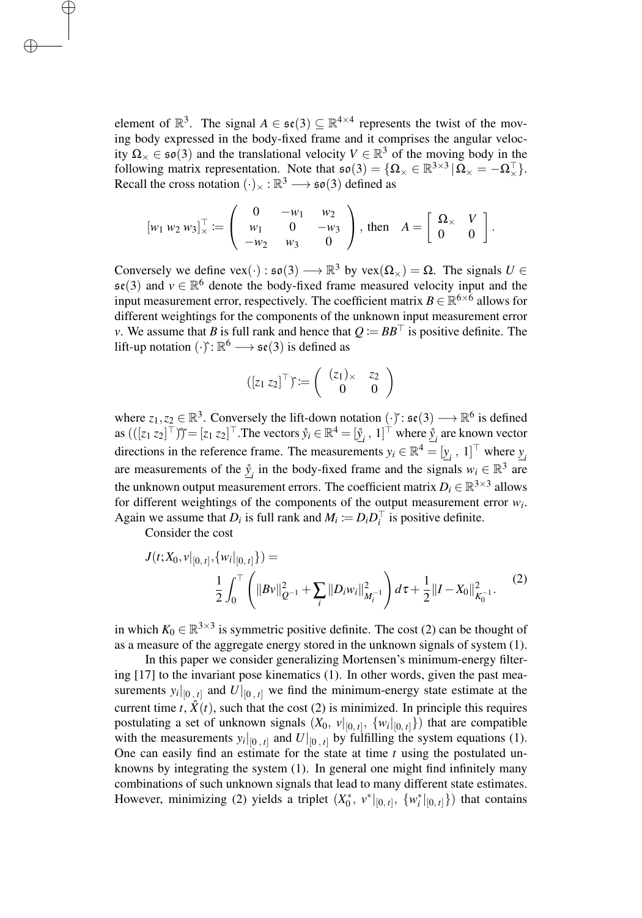element of $\mathbb{R}^3$. The signal $A \in \mathfrak{se}(3) \subseteq \mathbb{R}^{4\times 4}$ represents the twist of the moving body expressed in the body-fixed frame and it comprises the angular velocity $\Omega_\times \in \mathfrak{so}(3)$ and the translational velocity $V \in \mathbb{R}^3$ of the moving body in the following matrix representation. Note that $\mathfrak{so}(3) = \{\Omega_\times \in \mathbb{R}^{3\times 3} \,|\, \Omega_\times = -\Omega_\times^\top\}$. Recall the cross notation $(\cdot)_\times : \mathbb{R}^3 \longrightarrow \mathfrak{so}(3)$ defined as

$$
[w_1\; w_2\; w_3]_\times^\top := \begin{pmatrix} 0 & -w_1 & w_2 \\ w_1 & 0 & -w_3 \\ -w_2 & w_3 & 0 \end{pmatrix}, \text{ then } \quad A = \begin{bmatrix} \Omega_\times & V \\ 0 & 0 \end{bmatrix}.
$$

Conversely we define $\mathrm{vex}(\cdot) : \mathfrak{so}(3) \longrightarrow \mathbb{R}^3$ by $\mathrm{vex}(\Omega_\times) = \Omega$. The signals $U \in \mathfrak{se}(3)$ and $v \in \mathbb{R}^6$ denote the body-fixed frame measured velocity input and the input measurement error, respectively. The coefficient matrix $B \in \mathbb{R}^{6\times 6}$ allows for different weightings for the components of the unknown input measurement error $v$. We assume that $B$ is full rank and hence that $Q := BB^\top$ is positive definite. The lift-up notation $(\cdot)^\curlyvee : \mathbb{R}^6 \longrightarrow \mathfrak{se}(3)$ is defined as

$$
([z_1\; z_2]^\top)^\curlyvee := \begin{pmatrix} (z_1)_\times & z_2 \\ 0 & 0 \end{pmatrix}
$$

where $z_1, z_2 \in \mathbb{R}^3$. Conversely the lift-down notation $(\cdot)^\curlyvee : \mathfrak{se}(3) \longrightarrow \mathbb{R}^6$ is defined as $(([z_1\; z_2]^\top)^\curlyvee)^\curlyvee = [z_1\; z_2]^\top$. The vectors $\mathring{y}_i \in \mathbb{R}^4 = [\underline{\mathring{y}}_i\,,\; 1]^\top$ where $\underline{\mathring{y}}_i$ are known vector directions in the reference frame. The measurements $y_i \in \mathbb{R}^4 = [\underline{y}_i\,,\; 1]^\top$ where $\underline{y}_i$ are measurements of the $\underline{\mathring{y}}_i$ in the body-fixed frame and the signals $w_i \in \mathbb{R}^3$ are the unknown output measurement errors. The coefficient matrix $D_i \in \mathbb{R}^{3\times 3}$ allows for different weightings of the components of the output measurement error $w_i$. Again we assume that $D_i$ is full rank and $M_i := D_i D_i^\top$ is positive definite.

Consider the cost

$$
\begin{aligned}
J(t; X_0, v|_{[0,\,t]}, \{w_i|_{[0,\,t]}\}) = \\
\frac{1}{2}\int_0^\top \left( \|Bv\|^2_{Q^{-1}} + \sum_i \|D_i w_i\|^2_{M_i^{-1}} \right) d\tau + \frac{1}{2}\|I - X_0\|^2_{K_0^{-1}}.
\end{aligned} \tag{2}
$$

in which $K_0 \in \mathbb{R}^{3\times 3}$ is symmetric positive definite. The cost (2) can be thought of as a measure of the aggregate energy stored in the unknown signals of system (1).

In this paper we consider generalizing Mortensen's minimum-energy filtering [17] to the invariant pose kinematics (1). In other words, given the past measurements $y_i|_{[0\,,\,t]}$ and $U|_{[0\,,\,t]}$ we find the minimum-energy state estimate at the current time $t$, $\hat{X}(t)$, such that the cost (2) is minimized. In principle this requires postulating a set of unknown signals $(X_0,\; v|_{[0,\,t]},\; \{w_i|_{[0,\,t]}\})$ that are compatible with the measurements $y_i|_{[0\,,\,t]}$ and $U|_{[0\,,\,t]}$ by fulfilling the system equations (1). One can easily find an estimate for the state at time $t$ using the postulated unknowns by integrating the system (1). In general one might find infinitely many combinations of such unknown signals that lead to many different state estimates. However, minimizing (2) yields a triplet $(X_0^*,\; v^*|_{[0,\,t]},\; \{w_i^*|_{[0,\,t]}\})$ that contains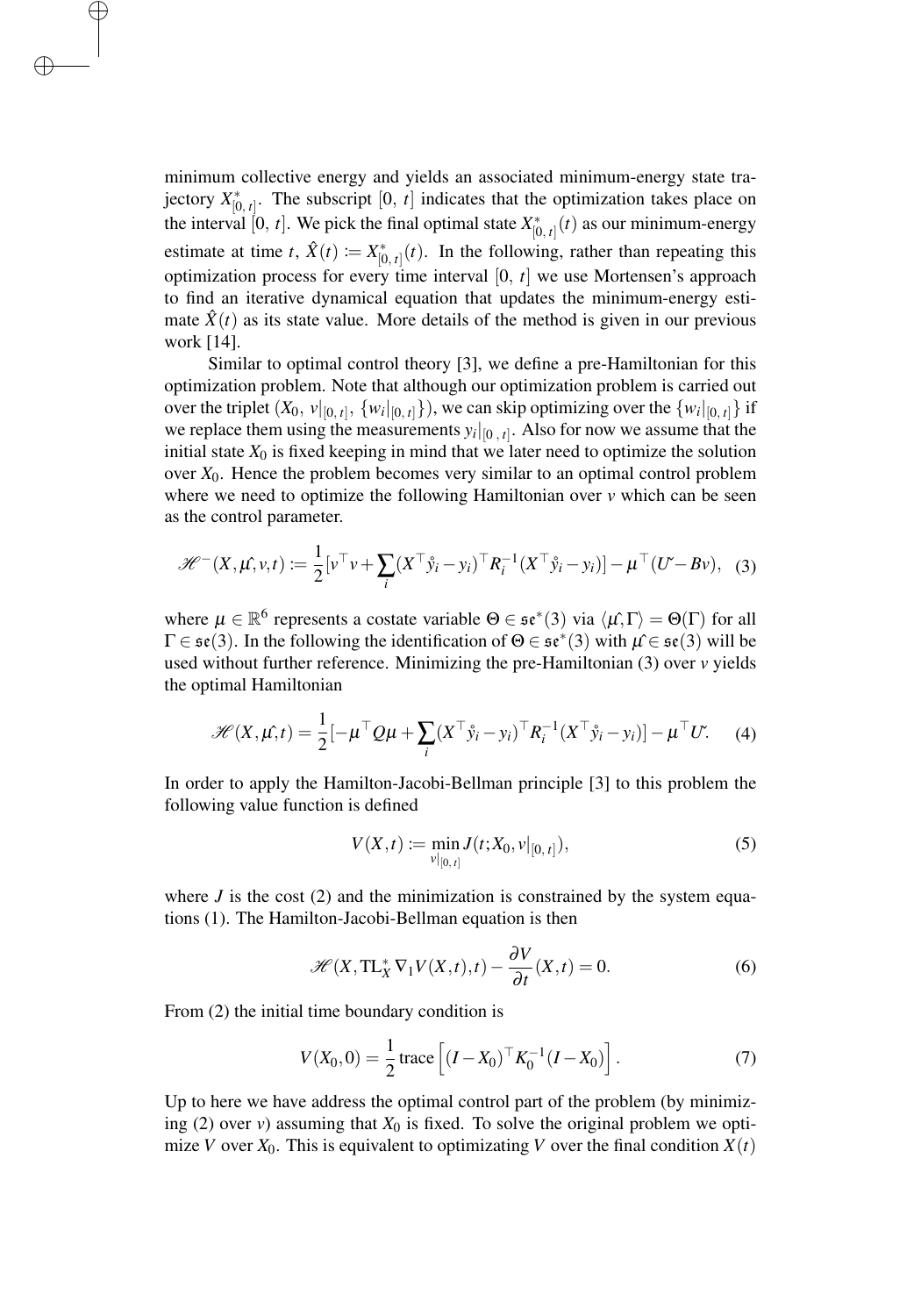minimum collective energy and yields an associated minimum-energy state trajectory $X^*_{[0,\,t]}$. The subscript $[0,\,t]$ indicates that the optimization takes place on the interval $[0,\,t]$. We pick the final optimal state $X^*_{[0,\,t]}(t)$ as our minimum-energy estimate at time $t$, $\hat{X}(t) := X^*_{[0,\,t]}(t)$. In the following, rather than repeating this optimization process for every time interval $[0,\,t]$ we use Mortensen's approach to find an iterative dynamical equation that updates the minimum-energy estimate $\hat{X}(t)$ as its state value. More details of the method is given in our previous work [14].

Similar to optimal control theory [3], we define a pre-Hamiltonian for this optimization problem. Note that although our optimization problem is carried out over the triplet $(X_0,\, v|_{[0,\,t]},\, \{w_i|_{[0,\,t]}\})$, we can skip optimizing over the $\{w_i|_{[0,\,t]}\}$ if we replace them using the measurements $y_i|_{[0\,,\,t]}$. Also for now we assume that the initial state $X_0$ is fixed keeping in mind that we later need to optimize the solution over $X_0$. Hence the problem becomes very similar to an optimal control problem where we need to optimize the following Hamiltonian over $v$ which can be seen as the control parameter.

$$\mathscr{H}^-(X,\mu^\wedge,v,t) := \frac{1}{2}[v^\top v + \sum_i (X^\top \mathring{y}_i - y_i)^\top R_i^{-1}(X^\top \mathring{y}_i - y_i)] - \mu^\top(U^\vee - Bv), \quad (3)$$

where $\mu \in \mathbb{R}^6$ represents a costate variable $\Theta \in \mathfrak{se}^*(3)$ via $\langle \mu^\wedge, \Gamma \rangle = \Theta(\Gamma)$ for all $\Gamma \in \mathfrak{se}(3)$. In the following the identification of $\Theta \in \mathfrak{se}^*(3)$ with $\mu^\wedge \in \mathfrak{se}(3)$ will be used without further reference. Minimizing the pre-Hamiltonian (3) over $v$ yields the optimal Hamiltonian

$$\mathscr{H}(X,\mu^\wedge,t) = \frac{1}{2}[-\mu^\top Q\mu + \sum_i (X^\top \mathring{y}_i - y_i)^\top R_i^{-1}(X^\top \mathring{y}_i - y_i)] - \mu^\top U^\vee. \quad (4)$$

In order to apply the Hamilton-Jacobi-Bellman principle [3] to this problem the following value function is defined

$$V(X,t) := \min_{v|_{[0,\,t]}} J(t; X_0, v|_{[0,\,t]}), \quad (5)$$

where $J$ is the cost (2) and the minimization is constrained by the system equations (1). The Hamilton-Jacobi-Bellman equation is then

$$\mathscr{H}(X, \mathrm{TL}_X^* \nabla_1 V(X,t), t) - \frac{\partial V}{\partial t}(X,t) = 0. \quad (6)$$

From (2) the initial time boundary condition is

$$V(X_0, 0) = \frac{1}{2}\operatorname{trace}\left[(I - X_0)^\top K_0^{-1}(I - X_0)\right]. \quad (7)$$

Up to here we have address the optimal control part of the problem (by minimizing (2) over $v$) assuming that $X_0$ is fixed. To solve the original problem we optimize $V$ over $X_0$. This is equivalent to optimizating $V$ over the final condition $X(t)$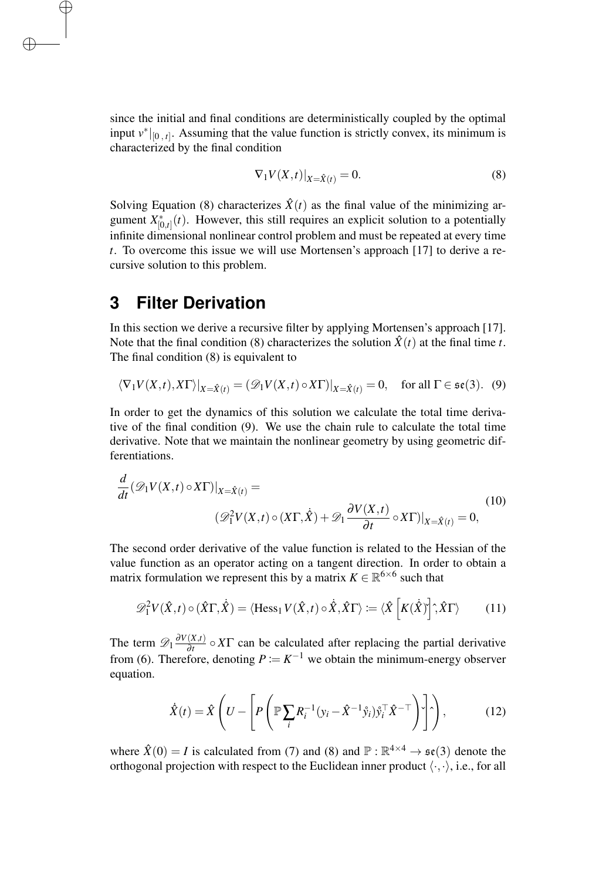since the initial and final conditions are deterministically coupled by the optimal input $v^*|_{[0\,,\,t]}$. Assuming that the value function is strictly convex, its minimum is characterized by the final condition

$$\nabla_1 V(X,t)|_{X=\hat{X}(t)} = 0. \tag{8}$$

Solving Equation (8) characterizes $\hat{X}(t)$ as the final value of the minimizing argument $X^*_{[0,t]}(t)$. However, this still requires an explicit solution to a potentially infinite dimensional nonlinear control problem and must be repeated at every time $t$. To overcome this issue we will use Mortensen's approach [17] to derive a recursive solution to this problem.

# 3 Filter Derivation

In this section we derive a recursive filter by applying Mortensen's approach [17]. Note that the final condition (8) characterizes the solution $\hat{X}(t)$ at the final time $t$. The final condition (8) is equivalent to

$$\langle \nabla_1 V(X,t), X\Gamma \rangle|_{X=\hat{X}(t)} = (\mathscr{D}_1 V(X,t) \circ X\Gamma)|_{X=\hat{X}(t)} = 0, \quad \text{for all } \Gamma \in \mathfrak{se}(3). \tag{9}$$

In order to get the dynamics of this solution we calculate the total time derivative of the final condition (9). We use the chain rule to calculate the total time derivative. Note that we maintain the nonlinear geometry by using geometric differentiations.

$$\begin{aligned} \frac{d}{dt}(\mathscr{D}_1 V(X,t) \circ X\Gamma)|_{X=\hat{X}(t)} &= \\ &(\mathscr{D}_1^2 V(X,t) \circ (X\Gamma, \dot{\hat{X}}) + \mathscr{D}_1 \frac{\partial V(X,t)}{\partial t} \circ X\Gamma)|_{X=\hat{X}(t)} = 0, \end{aligned} \tag{10}$$

The second order derivative of the value function is related to the Hessian of the value function as an operator acting on a tangent direction. In order to obtain a matrix formulation we represent this by a matrix $K \in \mathbb{R}^{6\times 6}$ such that

$$\mathscr{D}_1^2 V(\hat{X},t) \circ (\hat{X}\Gamma, \dot{\hat{X}}) = \langle \operatorname{Hess}_1 V(\hat{X},t) \circ \dot{\hat{X}}, \hat{X}\Gamma \rangle := \langle \hat{X} \left[ K(\dot{\hat{X}})^{\vee} \right]^{\wedge}, \hat{X}\Gamma \rangle \tag{11}$$

The term $\mathscr{D}_1 \frac{\partial V(X,t)}{\partial t} \circ X\Gamma$ can be calculated after replacing the partial derivative from (6). Therefore, denoting $P := K^{-1}$ we obtain the minimum-energy observer equation.

$$\dot{\hat{X}}(t) = \hat{X} \left( U - \left[ P \left( \mathbb{P} \sum_i R_i^{-1} (y_i - \hat{X}^{-1} \mathring{y}_i) \mathring{y}_i^{\top} \hat{X}^{-\top} \right)^{\vee} \right]^{\wedge} \right), \tag{12}$$

where $\hat{X}(0) = I$ is calculated from (7) and (8) and $\mathbb{P} : \mathbb{R}^{4\times 4} \to \mathfrak{se}(3)$ denote the orthogonal projection with respect to the Euclidean inner product $\langle \cdot, \cdot \rangle$, i.e., for all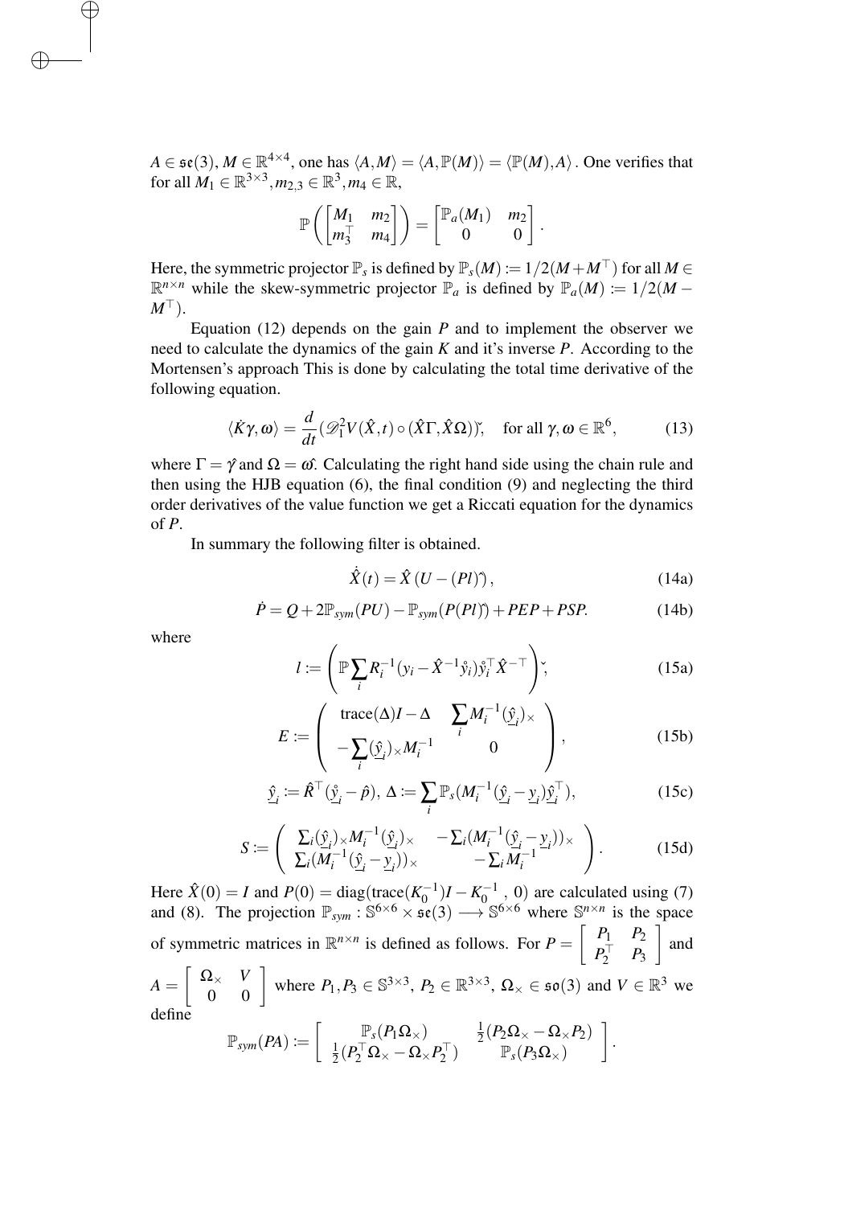$A \in \mathfrak{se}(3)$, $M \in \mathbb{R}^{4\times 4}$, one has $\langle A, M\rangle = \langle A, \mathbb{P}(M)\rangle = \langle \mathbb{P}(M), A\rangle$. One verifies that for all $M_1 \in \mathbb{R}^{3\times 3}, m_{2,3} \in \mathbb{R}^3, m_4 \in \mathbb{R}$,

$$\mathbb{P}\left(\begin{bmatrix} M_1 & m_2 \\ m_3^\top & m_4 \end{bmatrix}\right) = \begin{bmatrix} \mathbb{P}_a(M_1) & m_2 \\ 0 & 0 \end{bmatrix}.$$

Here, the symmetric projector $\mathbb{P}_s$ is defined by $\mathbb{P}_s(M) := 1/2(M + M^\top)$ for all $M \in \mathbb{R}^{n\times n}$ while the skew-symmetric projector $\mathbb{P}_a$ is defined by $\mathbb{P}_a(M) := 1/2(M - M^\top)$.

Equation (12) depends on the gain $P$ and to implement the observer we need to calculate the dynamics of the gain $K$ and it's inverse $P$. According to the Mortensen's approach This is done by calculating the total time derivative of the following equation.

$$\langle \dot{K}\gamma, \omega\rangle = \frac{d}{dt}(\mathscr{D}_1^2 V(\hat{X}, t) \circ (\hat{X}\Gamma, \hat{X}\Omega))\check{}, \quad \text{for all } \gamma, \omega \in \mathbb{R}^6, \tag{13}$$

where $\Gamma = \gamma^\wedge$ and $\Omega = \omega^\wedge$. Calculating the right hand side using the chain rule and then using the HJB equation (6), the final condition (9) and neglecting the third order derivatives of the value function we get a Riccati equation for the dynamics of $P$.

In summary the following filter is obtained.

$$\dot{\hat{X}}(t) = \hat{X}\left(U - (Pl)^\wedge\right), \tag{14a}$$

$$\dot{P} = Q + 2\mathbb{P}_{sym}(PU) - \mathbb{P}_{sym}(P(Pl)^\wedge) + PEP + PSP. \tag{14b}$$

where

$$l := \left(\mathbb{P}\sum_i R_i^{-1}(y_i - \hat{X}^{-1}\mathring{y}_i)\mathring{y}_i^\top \hat{X}^{-\top}\right)^\vee, \tag{15a}$$

$$E := \begin{pmatrix} \text{trace}(\Delta)I - \Delta & \sum_i M_i^{-1}(\hat{\underline{y}}_i)_\times \\ -\sum_i (\hat{\underline{y}}_i)_\times M_i^{-1} & 0 \end{pmatrix}, \tag{15b}$$

$$\hat{\underline{y}}_i := \hat{R}^\top(\mathring{\underline{y}}_i - \hat{p}),\ \Delta := \sum_i \mathbb{P}_s(M_i^{-1}(\hat{\underline{y}}_i - \underline{y}_i)\hat{\underline{y}}_i^\top), \tag{15c}$$

$$S := \begin{pmatrix} \sum_i (\hat{\underline{y}}_i)_\times M_i^{-1}(\hat{\underline{y}}_i)_\times & -\sum_i (M_i^{-1}(\hat{\underline{y}}_i - \underline{y}_i))_\times \\ \sum_i (M_i^{-1}(\hat{\underline{y}}_i - \underline{y}_i))_\times & -\sum_i M_i^{-1} \end{pmatrix}. \tag{15d}$$

Here $\hat{X}(0) = I$ and $P(0) = \text{diag}(\text{trace}(K_0^{-1})I - K_0^{-1}\ ,\ 0)$ are calculated using (7) and (8). The projection $\mathbb{P}_{sym} : \mathbb{S}^{6\times 6} \times \mathfrak{se}(3) \longrightarrow \mathbb{S}^{6\times 6}$ where $\mathbb{S}^{n\times n}$ is the space of symmetric matrices in $\mathbb{R}^{n\times n}$ is defined as follows. For $P = \begin{bmatrix} P_1 & P_2 \\ P_2^\top & P_3 \end{bmatrix}$ and $A = \begin{bmatrix} \Omega_\times & V \\ 0 & 0 \end{bmatrix}$ where $P_1, P_3 \in \mathbb{S}^{3\times 3}$, $P_2 \in \mathbb{R}^{3\times 3}$, $\Omega_\times \in \mathfrak{so}(3)$ and $V \in \mathbb{R}^3$ we define

$$\mathbb{P}_{sym}(PA) := \begin{bmatrix} \mathbb{P}_s(P_1\Omega_\times) & \frac{1}{2}(P_2\Omega_\times - \Omega_\times P_2) \\ \frac{1}{2}(P_2^\top\Omega_\times - \Omega_\times P_2^\top) & \mathbb{P}_s(P_3\Omega_\times) \end{bmatrix}.$$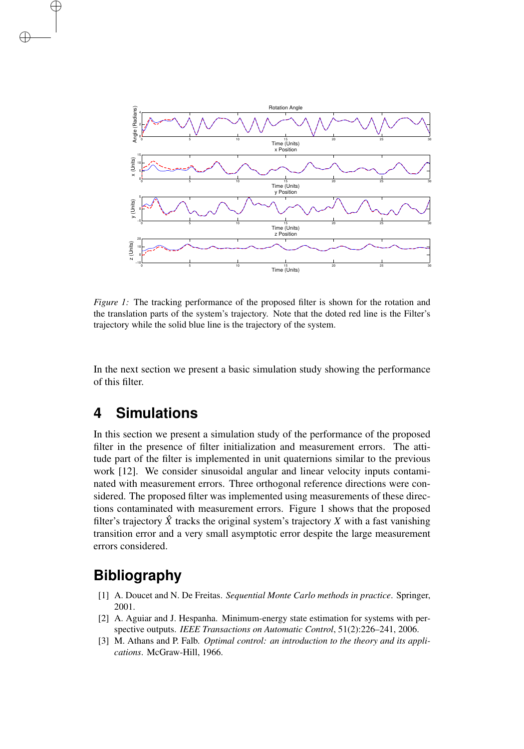*Figure 1:* The tracking performance of the proposed filter is shown for the rotation and the translation parts of the system's trajectory. Note that the doted red line is the Filter's trajectory while the solid blue line is the trajectory of the system.

In the next section we present a basic simulation study showing the performance of this filter.

# 4 Simulations

In this section we present a simulation study of the performance of the proposed filter in the presence of filter initialization and measurement errors. The attitude part of the filter is implemented in unit quaternions similar to the previous work [12]. We consider sinusoidal angular and linear velocity inputs contaminated with measurement errors. Three orthogonal reference directions were considered. The proposed filter was implemented using measurements of these directions contaminated with measurement errors. Figure 1 shows that the proposed filter's trajectory $\hat{X}$ tracks the original system's trajectory $X$ with a fast vanishing transition error and a very small asymptotic error despite the large measurement errors considered.

# Bibliography

[1] A. Doucet and N. De Freitas. *Sequential Monte Carlo methods in practice*. Springer, 2001.

[2] A. Aguiar and J. Hespanha. Minimum-energy state estimation for systems with perspective outputs. *IEEE Transactions on Automatic Control*, 51(2):226–241, 2006.

[3] M. Athans and P. Falb. *Optimal control: an introduction to the theory and its applications*. McGraw-Hill, 1966.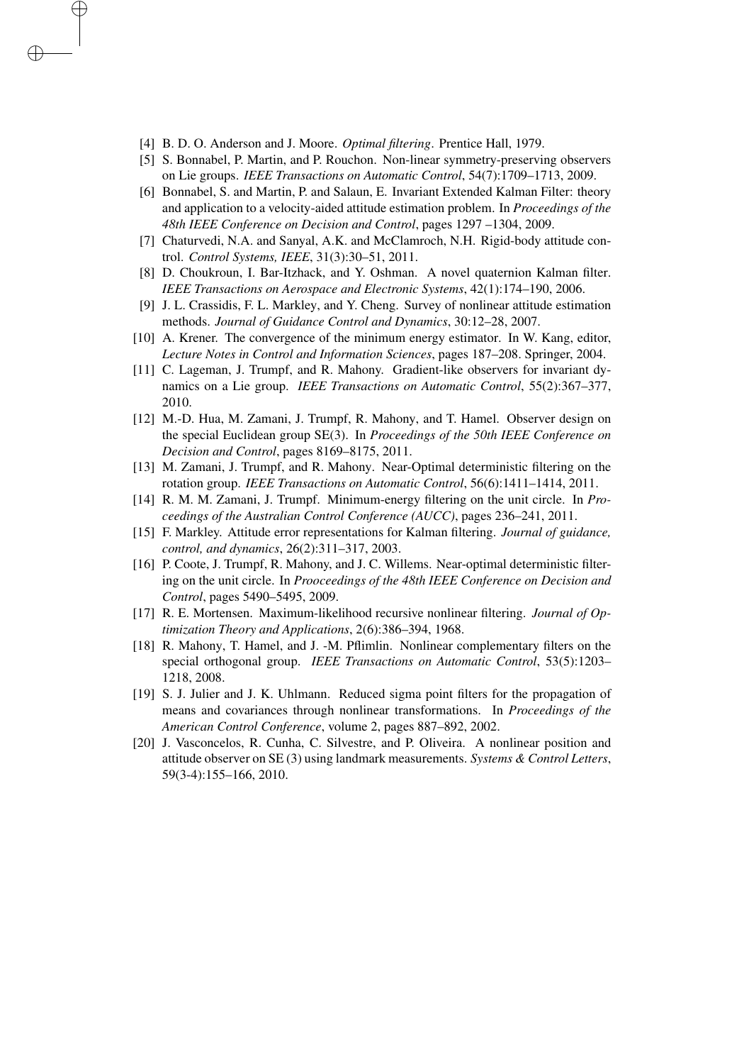[4] B. D. O. Anderson and J. Moore. *Optimal filtering*. Prentice Hall, 1979.

[5] S. Bonnabel, P. Martin, and P. Rouchon. Non-linear symmetry-preserving observers on Lie groups. *IEEE Transactions on Automatic Control*, 54(7):1709–1713, 2009.

[6] Bonnabel, S. and Martin, P. and Salaun, E. Invariant Extended Kalman Filter: theory and application to a velocity-aided attitude estimation problem. In *Proceedings of the 48th IEEE Conference on Decision and Control*, pages 1297 –1304, 2009.

[7] Chaturvedi, N.A. and Sanyal, A.K. and McClamroch, N.H. Rigid-body attitude control. *Control Systems, IEEE*, 31(3):30–51, 2011.

[8] D. Choukroun, I. Bar-Itzhack, and Y. Oshman. A novel quaternion Kalman filter. *IEEE Transactions on Aerospace and Electronic Systems*, 42(1):174–190, 2006.

[9] J. L. Crassidis, F. L. Markley, and Y. Cheng. Survey of nonlinear attitude estimation methods. *Journal of Guidance Control and Dynamics*, 30:12–28, 2007.

[10] A. Krener. The convergence of the minimum energy estimator. In W. Kang, editor, *Lecture Notes in Control and Information Sciences*, pages 187–208. Springer, 2004.

[11] C. Lageman, J. Trumpf, and R. Mahony. Gradient-like observers for invariant dynamics on a Lie group. *IEEE Transactions on Automatic Control*, 55(2):367–377, 2010.

[12] M.-D. Hua, M. Zamani, J. Trumpf, R. Mahony, and T. Hamel. Observer design on the special Euclidean group SE(3). In *Proceedings of the 50th IEEE Conference on Decision and Control*, pages 8169–8175, 2011.

[13] M. Zamani, J. Trumpf, and R. Mahony. Near-Optimal deterministic filtering on the rotation group. *IEEE Transactions on Automatic Control*, 56(6):1411–1414, 2011.

[14] R. M. M. Zamani, J. Trumpf. Minimum-energy filtering on the unit circle. In *Proceedings of the Australian Control Conference (AUCC)*, pages 236–241, 2011.

[15] F. Markley. Attitude error representations for Kalman filtering. *Journal of guidance, control, and dynamics*, 26(2):311–317, 2003.

[16] P. Coote, J. Trumpf, R. Mahony, and J. C. Willems. Near-optimal deterministic filtering on the unit circle. In *Prooceedings of the 48th IEEE Conference on Decision and Control*, pages 5490–5495, 2009.

[17] R. E. Mortensen. Maximum-likelihood recursive nonlinear filtering. *Journal of Optimization Theory and Applications*, 2(6):386–394, 1968.

[18] R. Mahony, T. Hamel, and J. -M. Pflimlin. Nonlinear complementary filters on the special orthogonal group. *IEEE Transactions on Automatic Control*, 53(5):1203–1218, 2008.

[19] S. J. Julier and J. K. Uhlmann. Reduced sigma point filters for the propagation of means and covariances through nonlinear transformations. In *Proceedings of the American Control Conference*, volume 2, pages 887–892, 2002.

[20] J. Vasconcelos, R. Cunha, C. Silvestre, and P. Oliveira. A nonlinear position and attitude observer on SE (3) using landmark measurements. *Systems & Control Letters*, 59(3-4):155–166, 2010.